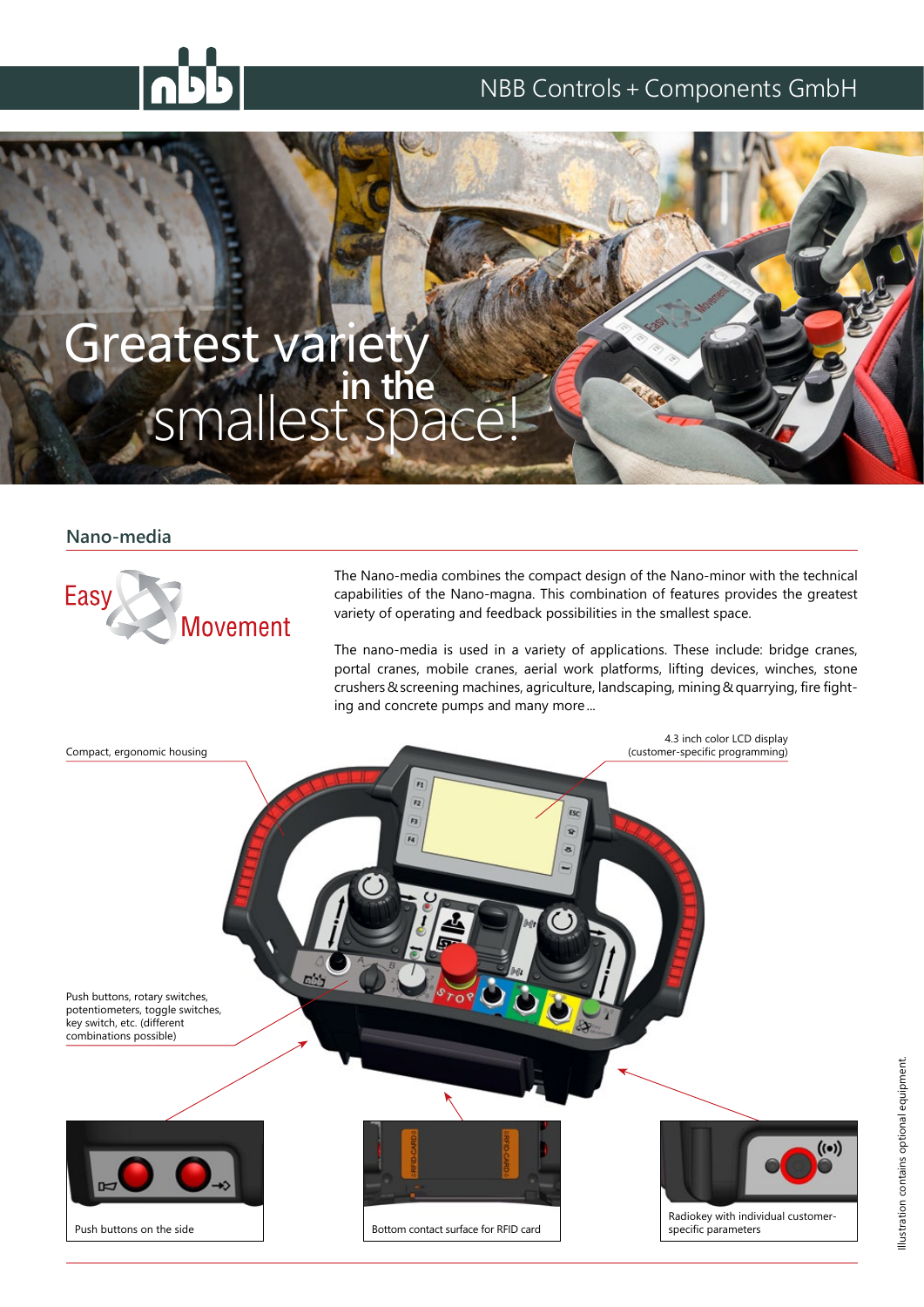NBB Controls + Components GmbH

# Greatest variety in the smallest space!

## Nano-media

Easy Movement

The Nano-media combines the compact design of the Nano-minor with the technical capabilities of the Nano-magna. This combination of features provides the greatest variety of operating and feedback possibilities in the smallest space.

The nano-media is used in a variety of applications. These include: bridge cranes, portal cranes, mobile cranes, aerial work platforms, lifting devices, winches, stone crushers & screening machines, agriculture, landscaping, mining & quarrying, fire fighting and concrete pumps and many more ...

Compact, ergonomic housing

4.3 inch color LCD display (customer-specific programming)

Push buttons, rotary switches, potentiometers, toggle switches, key switch, etc. (different combinations possible)

Push buttons on the side

Bottom contact surface for RFID card

Radiokey with individual customer-specific parameters

Illustration contains optional equipment.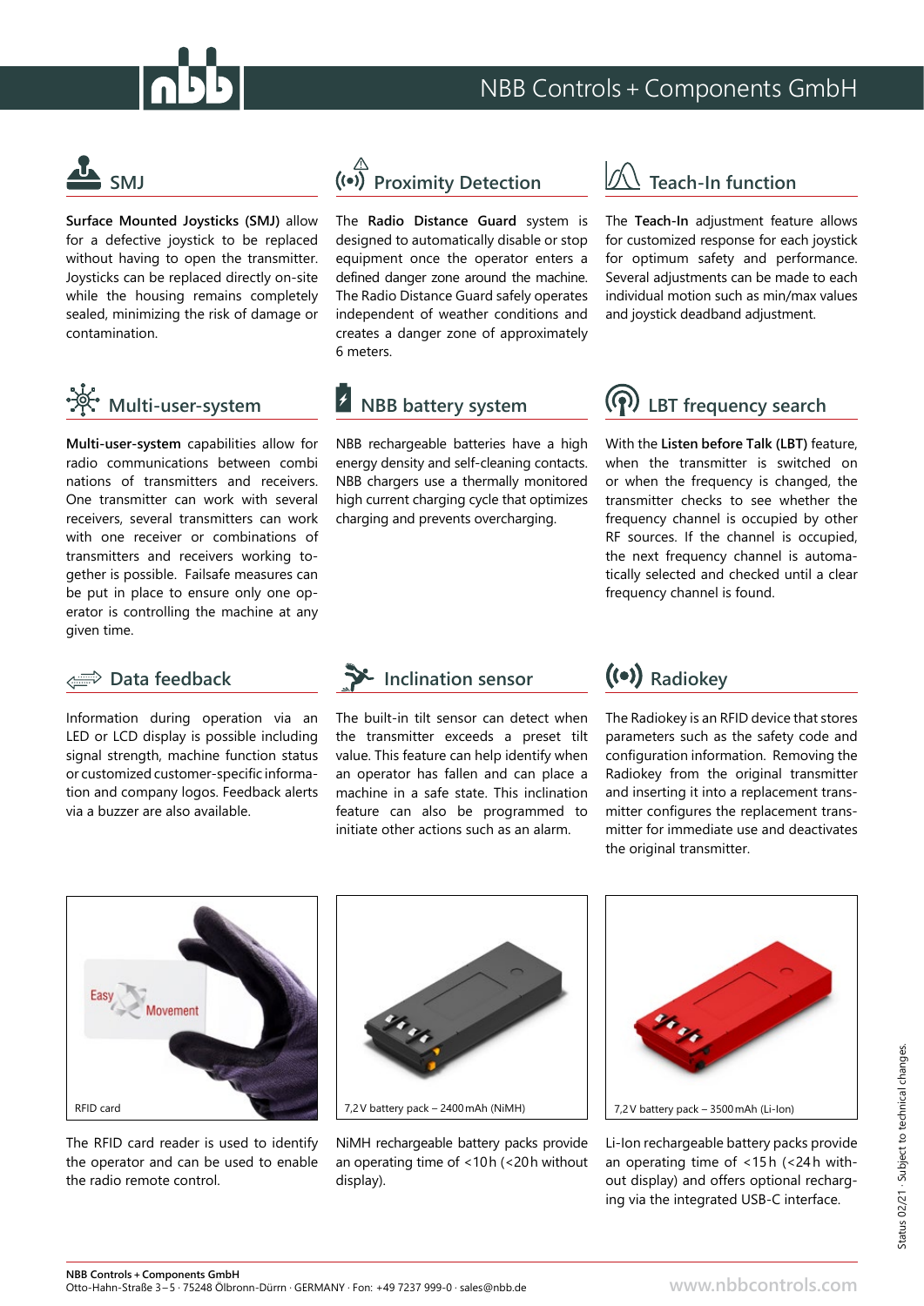## SMJ

**Surface Mounted Joysticks (SMJ)** allow for a defective joystick to be replaced without having to open the transmitter. Joysticks can be replaced directly on-site while the housing remains completely sealed, minimizing the risk of damage or contamination.

## Proximity Detection

The **Radio Distance Guard** system is designed to automatically disable or stop equipment once the operator enters a defined danger zone around the machine. The Radio Distance Guard safely operates independent of weather conditions and creates a danger zone of approximately 6 meters.

## Teach-In function

The **Teach-In** adjustment feature allows for customized response for each joystick for optimum safety and performance. Several adjustments can be made to each individual motion such as min/max values and joystick deadband adjustment.

## Multi-user-system

**Multi-user-system** capabilities allow for radio communications between combi nations of transmitters and receivers. One transmitter can work with several receivers, several transmitters can work with one receiver or combinations of transmitters and receivers working together is possible. Failsafe measures can be put in place to ensure only one operator is controlling the machine at any given time.

## NBB battery system

NBB rechargeable batteries have a high energy density and self-cleaning contacts. NBB chargers use a thermally monitored high current charging cycle that optimizes charging and prevents overcharging.

## LBT frequency search

With the **Listen before Talk (LBT)** feature, when the transmitter is switched on or when the frequency is changed, the transmitter checks to see whether the frequency channel is occupied by other RF sources. If the channel is occupied, the next frequency channel is automatically selected and checked until a clear frequency channel is found.

## Data feedback

Information during operation via an LED or LCD display is possible including signal strength, machine function status or customized customer-specific information and company logos. Feedback alerts via a buzzer are also available.

## Inclination sensor

The built-in tilt sensor can detect when the transmitter exceeds a preset tilt value. This feature can help identify when an operator has fallen and can place a machine in a safe state. This inclination feature can also be programmed to initiate other actions such as an alarm.

## Radiokey

The Radiokey is an RFID device that stores parameters such as the safety code and configuration information. Removing the Radiokey from the original transmitter and inserting it into a replacement transmitter configures the replacement transmitter for immediate use and deactivates the original transmitter.

RFID card

The RFID card reader is used to identify the operator and can be used to enable the radio remote control.

7,2 V battery pack – 2400 mAh (NiMH)

NiMH rechargeable battery packs provide an operating time of <10 h (<20 h without display).

7,2 V battery pack – 3500 mAh (Li-Ion)

Li-Ion rechargeable battery packs provide an operating time of <15 h (<24 h without display) and offers optional recharging via the integrated USB-C interface.

Status 02/21 · Subject to technical changes.

**NBB Controls + Components GmbH**
Otto-Hahn-Straße 3 – 5 · 75248 Ölbronn-Dürrn · GERMANY · Fon: +49 7237 999-0 · sales@nbb.de

www.nbbcontrols.com